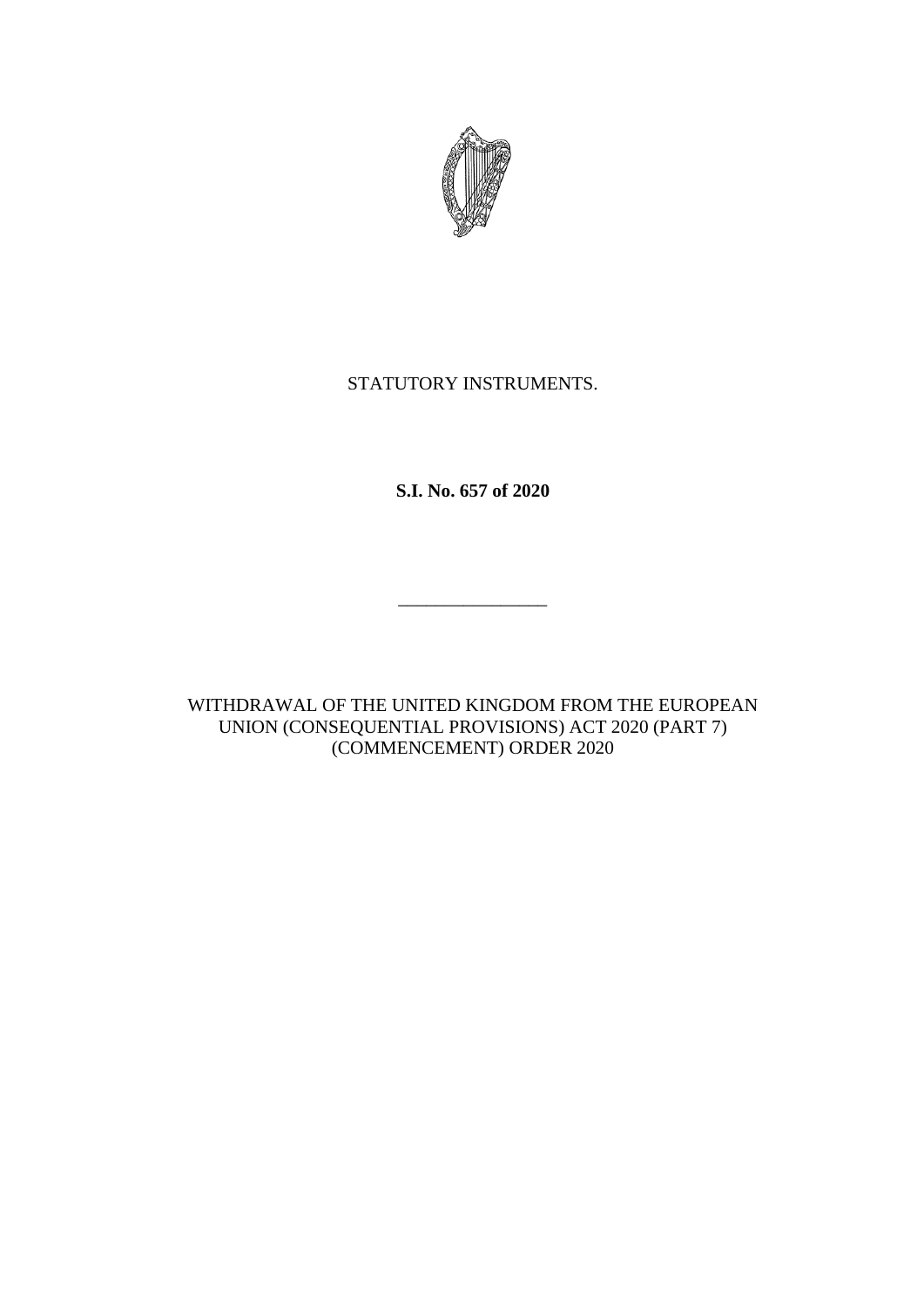STATUTORY INSTRUMENTS.

**S.I. No. 657 of 2020**

---

WITHDRAWAL OF THE UNITED KINGDOM FROM THE EUROPEAN UNION (CONSEQUENTIAL PROVISIONS) ACT 2020 (PART 7) (COMMENCEMENT) ORDER 2020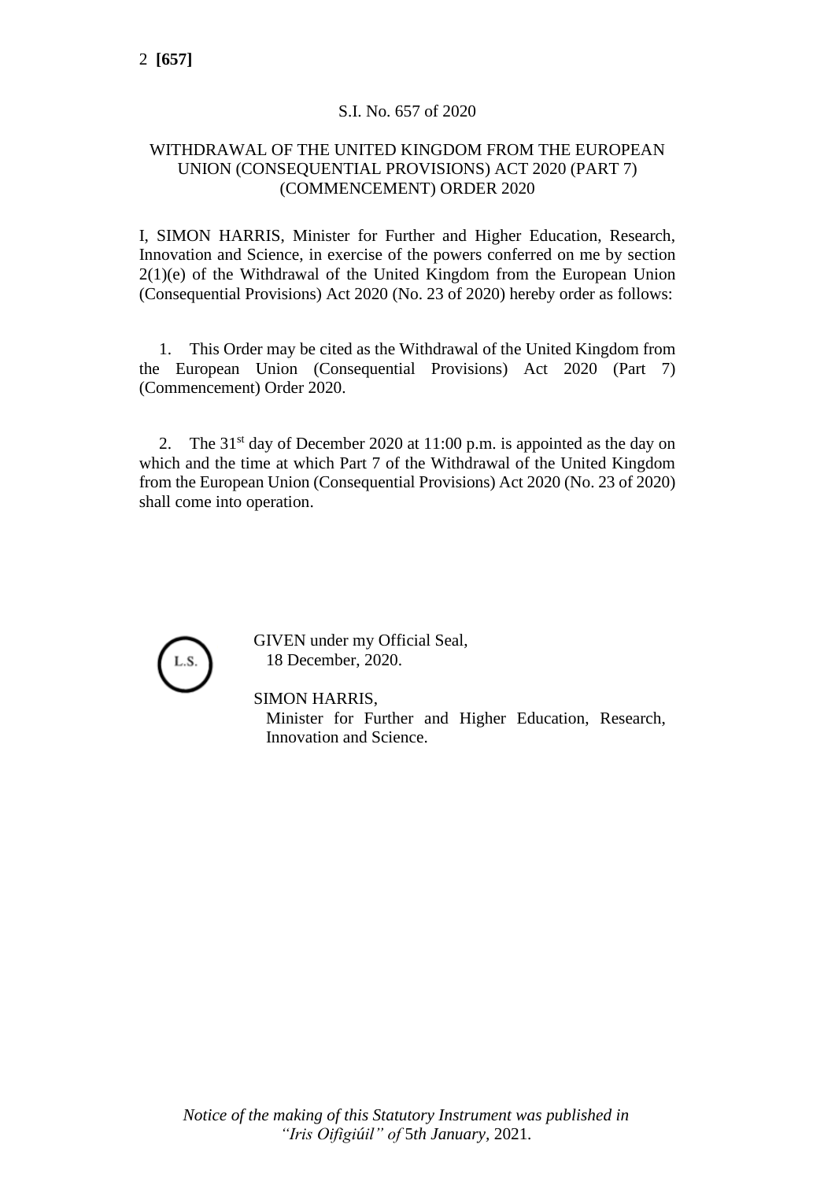S.I. No. 657 of 2020

# WITHDRAWAL OF THE UNITED KINGDOM FROM THE EUROPEAN UNION (CONSEQUENTIAL PROVISIONS) ACT 2020 (PART 7) (COMMENCEMENT) ORDER 2020

I, SIMON HARRIS, Minister for Further and Higher Education, Research, Innovation and Science, in exercise of the powers conferred on me by section 2(1)(e) of the Withdrawal of the United Kingdom from the European Union (Consequential Provisions) Act 2020 (No. 23 of 2020) hereby order as follows:

1. This Order may be cited as the Withdrawal of the United Kingdom from the European Union (Consequential Provisions) Act 2020 (Part 7) (Commencement) Order 2020.

2. The 31st day of December 2020 at 11:00 p.m. is appointed as the day on which and the time at which Part 7 of the Withdrawal of the United Kingdom from the European Union (Consequential Provisions) Act 2020 (No. 23 of 2020) shall come into operation.

L.S.

GIVEN under my Official Seal,
18 December, 2020.

SIMON HARRIS,
Minister for Further and Higher Education, Research, Innovation and Science.

*Notice of the making of this Statutory Instrument was published in "Iris Oifigiúil" of 5th January, 2021.*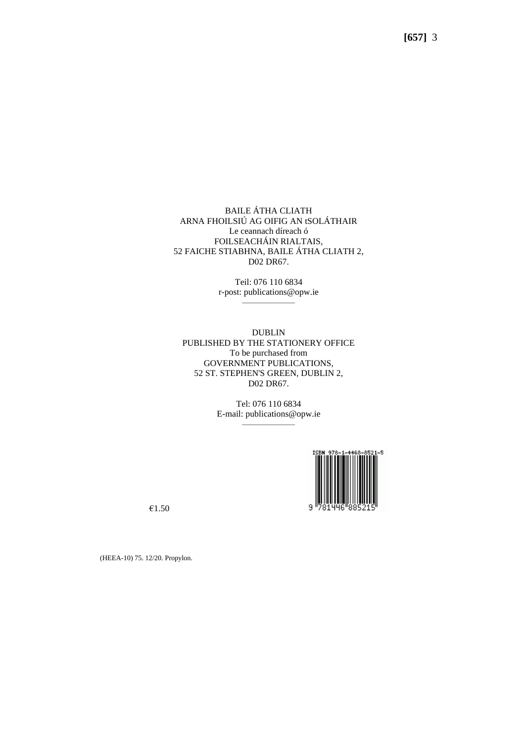BAILE ÁTHA CLIATH
ARNA FHOILSIÚ AG OIFIG AN tSOLÁTHAIR
Le ceannach díreach ó
FOILSEACHÁIN RIALTAIS,
52 FAICHE STIABHNA, BAILE ÁTHA CLIATH 2,
D02 DR67.

Teil: 076 110 6834
r-post: publications@opw.ie

---

DUBLIN
PUBLISHED BY THE STATIONERY OFFICE
To be purchased from
GOVERNMENT PUBLICATIONS,
52 ST. STEPHEN'S GREEN, DUBLIN 2,
D02 DR67.

Tel: 076 110 6834
E-mail: publications@opw.ie

---

ISBN 978-1-4468-8521-5

9 781446 885215

€1.50

(HEEA-10) 75. 12/20. Propylon.